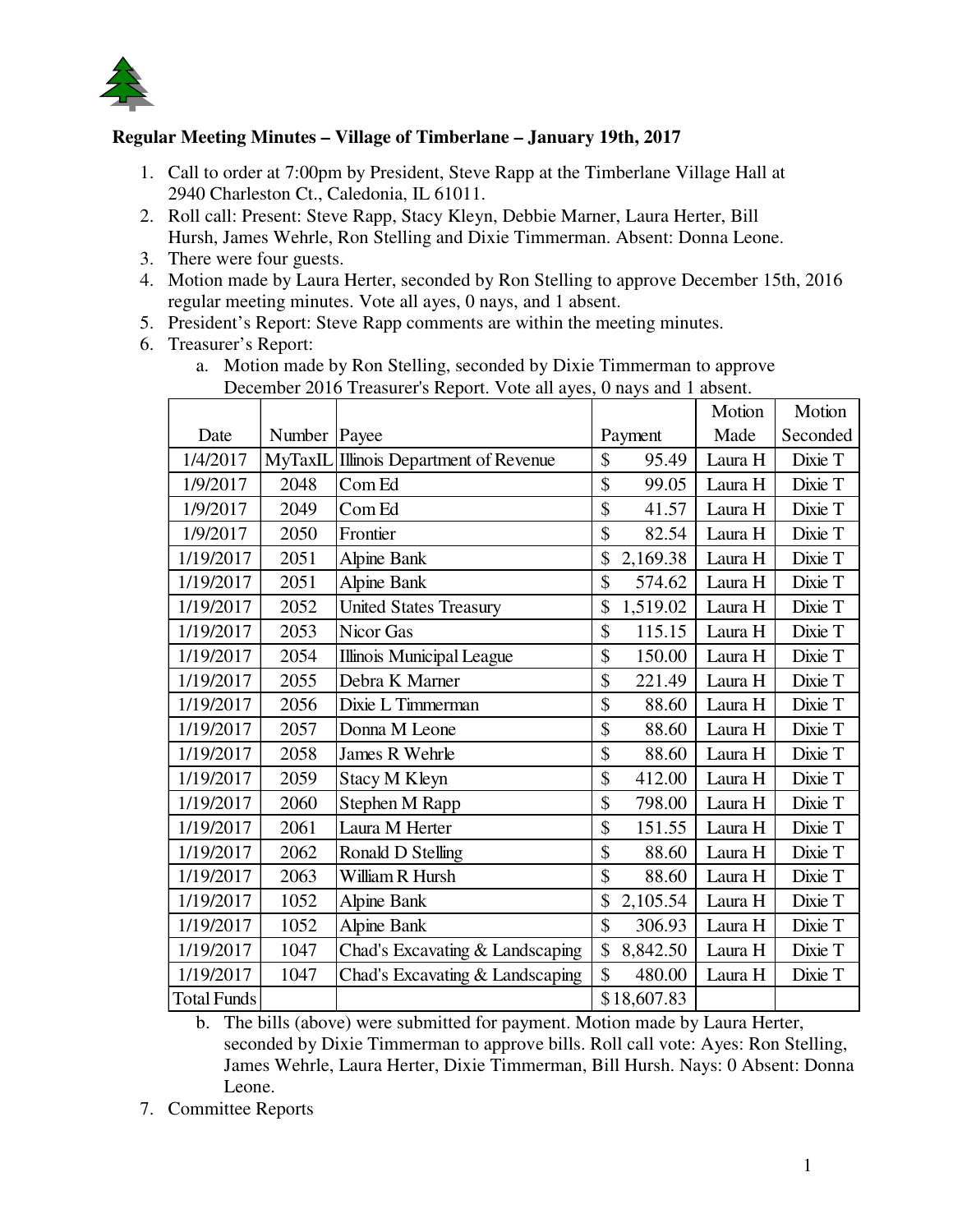**Regular Meeting Minutes – Village of Timberlane – January 19th, 2017**

1. Call to order at 7:00pm by President, Steve Rapp at the Timberlane Village Hall at 2940 Charleston Ct., Caledonia, IL 61011.
2. Roll call: Present: Steve Rapp, Stacy Kleyn, Debbie Marner, Laura Herter, Bill Hursh, James Wehrle, Ron Stelling and Dixie Timmerman. Absent: Donna Leone.
3. There were four guests.
4. Motion made by Laura Herter, seconded by Ron Stelling to approve December 15th, 2016 regular meeting minutes. Vote all ayes, 0 nays, and 1 absent.
5. President's Report: Steve Rapp comments are within the meeting minutes.
6. Treasurer's Report:
   a. Motion made by Ron Stelling, seconded by Dixie Timmerman to approve December 2016 Treasurer's Report. Vote all ayes, 0 nays and 1 absent.

| Date | Number | Payee | Payment | Motion Made | Motion Seconded |
|---|---|---|---|---|---|
| 1/4/2017 | MyTaxIL | Illinois Department of Revenue | $ 95.49 | Laura H | Dixie T |
| 1/9/2017 | 2048 | Com Ed | $ 99.05 | Laura H | Dixie T |
| 1/9/2017 | 2049 | Com Ed | $ 41.57 | Laura H | Dixie T |
| 1/9/2017 | 2050 | Frontier | $ 82.54 | Laura H | Dixie T |
| 1/19/2017 | 2051 | Alpine Bank | $ 2,169.38 | Laura H | Dixie T |
| 1/19/2017 | 2051 | Alpine Bank | $ 574.62 | Laura H | Dixie T |
| 1/19/2017 | 2052 | United States Treasury | $ 1,519.02 | Laura H | Dixie T |
| 1/19/2017 | 2053 | Nicor Gas | $ 115.15 | Laura H | Dixie T |
| 1/19/2017 | 2054 | Illinois Municipal League | $ 150.00 | Laura H | Dixie T |
| 1/19/2017 | 2055 | Debra K Marner | $ 221.49 | Laura H | Dixie T |
| 1/19/2017 | 2056 | Dixie L Timmerman | $ 88.60 | Laura H | Dixie T |
| 1/19/2017 | 2057 | Donna M Leone | $ 88.60 | Laura H | Dixie T |
| 1/19/2017 | 2058 | James R Wehrle | $ 88.60 | Laura H | Dixie T |
| 1/19/2017 | 2059 | Stacy M Kleyn | $ 412.00 | Laura H | Dixie T |
| 1/19/2017 | 2060 | Stephen M Rapp | $ 798.00 | Laura H | Dixie T |
| 1/19/2017 | 2061 | Laura M Herter | $ 151.55 | Laura H | Dixie T |
| 1/19/2017 | 2062 | Ronald D Stelling | $ 88.60 | Laura H | Dixie T |
| 1/19/2017 | 2063 | William R Hursh | $ 88.60 | Laura H | Dixie T |
| 1/19/2017 | 1052 | Alpine Bank | $ 2,105.54 | Laura H | Dixie T |
| 1/19/2017 | 1052 | Alpine Bank | $ 306.93 | Laura H | Dixie T |
| 1/19/2017 | 1047 | Chad's Excavating & Landscaping | $ 8,842.50 | Laura H | Dixie T |
| 1/19/2017 | 1047 | Chad's Excavating & Landscaping | $ 480.00 | Laura H | Dixie T |
| Total Funds | | | $18,607.83 | | |

   b. The bills (above) were submitted for payment. Motion made by Laura Herter, seconded by Dixie Timmerman to approve bills. Roll call vote: Ayes: Ron Stelling, James Wehrle, Laura Herter, Dixie Timmerman, Bill Hursh. Nays: 0 Absent: Donna Leone.

7. Committee Reports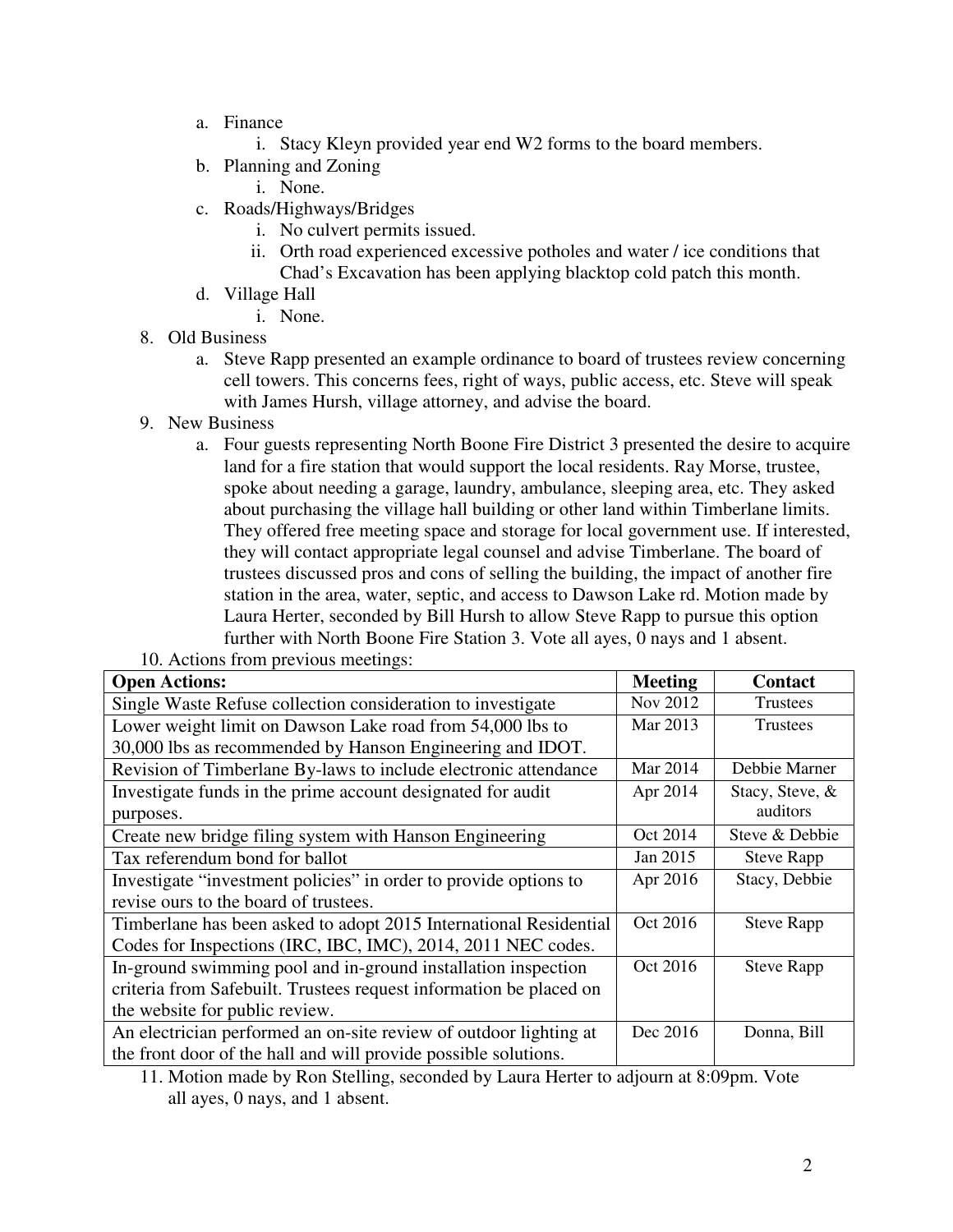a. Finance
   i. Stacy Kleyn provided year end W2 forms to the board members.
b. Planning and Zoning
   i. None.
c. Roads/Highways/Bridges
   i. No culvert permits issued.
   ii. Orth road experienced excessive potholes and water / ice conditions that Chad's Excavation has been applying blacktop cold patch this month.
d. Village Hall
   i. None.

8. Old Business
   a. Steve Rapp presented an example ordinance to board of trustees review concerning cell towers. This concerns fees, right of ways, public access, etc. Steve will speak with James Hursh, village attorney, and advise the board.
9. New Business
   a. Four guests representing North Boone Fire District 3 presented the desire to acquire land for a fire station that would support the local residents. Ray Morse, trustee, spoke about needing a garage, laundry, ambulance, sleeping area, etc. They asked about purchasing the village hall building or other land within Timberlane limits. They offered free meeting space and storage for local government use. If interested, they will contact appropriate legal counsel and advise Timberlane. The board of trustees discussed pros and cons of selling the building, the impact of another fire station in the area, water, septic, and access to Dawson Lake rd. Motion made by Laura Herter, seconded by Bill Hursh to allow Steve Rapp to pursue this option further with North Boone Fire Station 3. Vote all ayes, 0 nays and 1 absent.
10. Actions from previous meetings:

| **Open Actions:** | **Meeting** | **Contact** |
|---|---|---|
| Single Waste Refuse collection consideration to investigate | Nov 2012 | Trustees |
| Lower weight limit on Dawson Lake road from 54,000 lbs to 30,000 lbs as recommended by Hanson Engineering and IDOT. | Mar 2013 | Trustees |
| Revision of Timberlane By-laws to include electronic attendance | Mar 2014 | Debbie Marner |
| Investigate funds in the prime account designated for audit purposes. | Apr 2014 | Stacy, Steve, & auditors |
| Create new bridge filing system with Hanson Engineering | Oct 2014 | Steve & Debbie |
| Tax referendum bond for ballot | Jan 2015 | Steve Rapp |
| Investigate "investment policies" in order to provide options to revise ours to the board of trustees. | Apr 2016 | Stacy, Debbie |
| Timberlane has been asked to adopt 2015 International Residential Codes for Inspections (IRC, IBC, IMC), 2014, 2011 NEC codes. | Oct 2016 | Steve Rapp |
| In-ground swimming pool and in-ground installation inspection criteria from Safebuilt. Trustees request information be placed on the website for public review. | Oct 2016 | Steve Rapp |
| An electrician performed an on-site review of outdoor lighting at the front door of the hall and will provide possible solutions. | Dec 2016 | Donna, Bill |

11. Motion made by Ron Stelling, seconded by Laura Herter to adjourn at 8:09pm. Vote all ayes, 0 nays, and 1 absent.